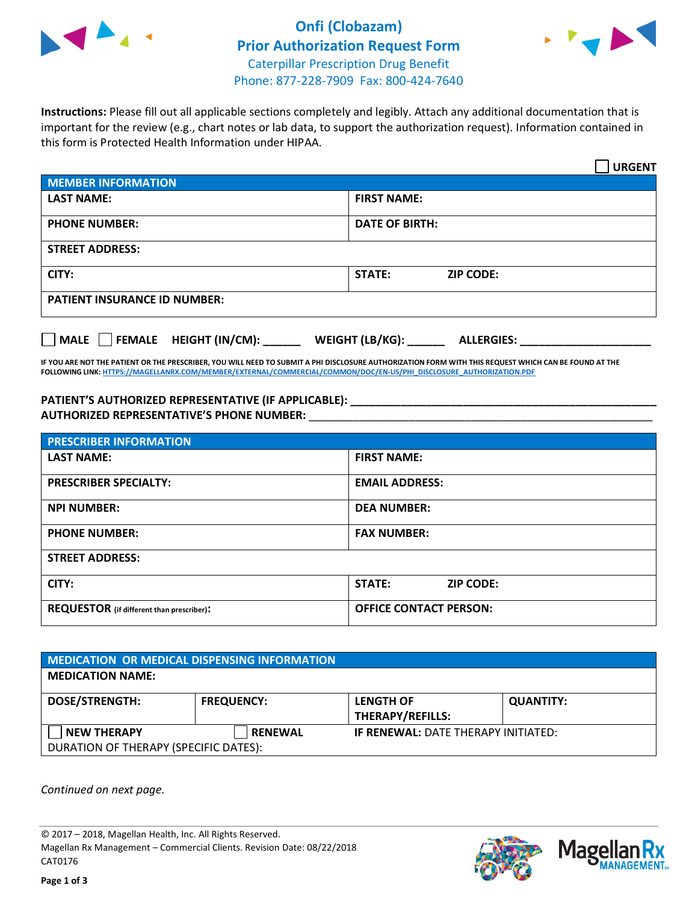# Onfi (Clobazam)
## Prior Authorization Request Form

Caterpillar Prescription Drug Benefit
Phone: 877-228-7909 Fax: 800-424-7640

**Instructions:** Please fill out all applicable sections completely and legibly. Attach any additional documentation that is important for the review (e.g., chart notes or lab data, to support the authorization request). Information contained in this form is Protected Health Information under HIPAA.

☐ **URGENT**

| MEMBER INFORMATION | | |
|---|---|---|
| **LAST NAME:** | **FIRST NAME:** | |
| **PHONE NUMBER:** | **DATE OF BIRTH:** | |
| **STREET ADDRESS:** | | |
| **CITY:** | **STATE:** | **ZIP CODE:** |
| **PATIENT INSURANCE ID NUMBER:** | | |

☐ **MALE** ☐ **FEMALE** **HEIGHT (IN/CM):** ______ **WEIGHT (LB/KG):** ______ **ALLERGIES:** ____________________

**IF YOU ARE NOT THE PATIENT OR THE PRESCRIBER, YOU WILL NEED TO SUBMIT A PHI DISCLOSURE AUTHORIZATION FORM WITH THIS REQUEST WHICH CAN BE FOUND AT THE FOLLOWING LINK:** HTTPS://MAGELLANRX.COM/MEMBER/EXTERNAL/COMMERCIAL/COMMON/DOC/EN-US/PHI_DISCLOSURE_AUTHORIZATION.PDF

**PATIENT'S AUTHORIZED REPRESENTATIVE (IF APPLICABLE):** ____________________________________________

**AUTHORIZED REPRESENTATIVE'S PHONE NUMBER:** ____________________________________________

| PRESCRIBER INFORMATION | | |
|---|---|---|
| **LAST NAME:** | **FIRST NAME:** | |
| **PRESCRIBER SPECIALTY:** | **EMAIL ADDRESS:** | |
| **NPI NUMBER:** | **DEA NUMBER:** | |
| **PHONE NUMBER:** | **FAX NUMBER:** | |
| **STREET ADDRESS:** | | |
| **CITY:** | **STATE:** | **ZIP CODE:** |
| **REQUESTOR** (if different than prescriber)**:** | **OFFICE CONTACT PERSON:** | |

| MEDICATION OR MEDICAL DISPENSING INFORMATION | | | |
|---|---|---|---|
| **MEDICATION NAME:** | | | |
| **DOSE/STRENGTH:** | **FREQUENCY:** | **LENGTH OF THERAPY/REFILLS:** | **QUANTITY:** |
| ☐ **NEW THERAPY** | ☐ **RENEWAL** | **IF RENEWAL:** DATE THERAPY INITIATED: | |
| DURATION OF THERAPY (SPECIFIC DATES): | | | |

*Continued on next page.*

© 2017 – 2018, Magellan Health, Inc. All Rights Reserved.
Magellan Rx Management – Commercial Clients. Revision Date: 08/22/2018
CAT0176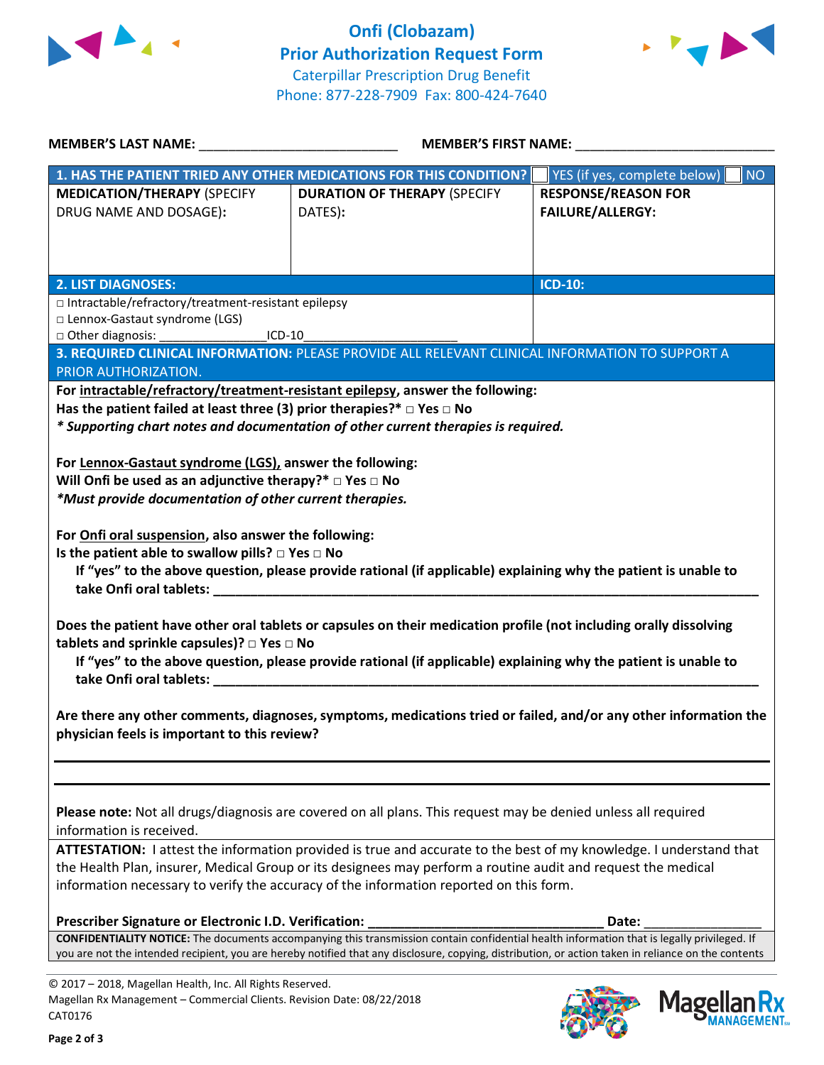# Onfi (Clobazam)
## Prior Authorization Request Form
Caterpillar Prescription Drug Benefit
Phone: 877-228-7909 Fax: 800-424-7640

**MEMBER'S LAST NAME:** ___________________________ **MEMBER'S FIRST NAME:** ___________________________

| **1. HAS THE PATIENT TRIED ANY OTHER MEDICATIONS FOR THIS CONDITION?** | | ☐ YES (if yes, complete below) ☐ NO |
|---|---|---|
| **MEDICATION/THERAPY** (SPECIFY DRUG NAME AND DOSAGE): | **DURATION OF THERAPY** (SPECIFY DATES): | **RESPONSE/REASON FOR FAILURE/ALLERGY:** |
| | | |

| **2. LIST DIAGNOSES:** | **ICD-10:** |
|---|---|
| □ Intractable/refractory/treatment-resistant epilepsy<br>□ Lennox-Gastaut syndrome (LGS)<br>□ Other diagnosis: _______________ICD-10_______________________ | |

**3. REQUIRED CLINICAL INFORMATION:** PLEASE PROVIDE ALL RELEVANT CLINICAL INFORMATION TO SUPPORT A PRIOR AUTHORIZATION.

**For intractable/refractory/treatment-resistant epilepsy, answer the following:**
**Has the patient failed at least three (3) prior therapies?\* □ Yes □ No**
***\* Supporting chart notes and documentation of other current therapies is required.***

**For Lennox-Gastaut syndrome (LGS), answer the following:**
**Will Onfi be used as an adjunctive therapy?\* □ Yes □ No**
***\*Must provide documentation of other current therapies.***

**For Onfi oral suspension, also answer the following:**
**Is the patient able to swallow pills? □ Yes □ No**
**If "yes" to the above question, please provide rational (if applicable) explaining why the patient is unable to take Onfi oral tablets: ______________________________________________________________________________**

**Does the patient have other oral tablets or capsules on their medication profile (not including orally dissolving tablets and sprinkle capsules)? □ Yes □ No**
**If "yes" to the above question, please provide rational (if applicable) explaining why the patient is unable to take Onfi oral tablets: ______________________________________________________________________________**

**Are there any other comments, diagnoses, symptoms, medications tried or failed, and/or any other information the physician feels is important to this review?**

______________________________________________________________________________

______________________________________________________________________________

**Please note:** Not all drugs/diagnosis are covered on all plans. This request may be denied unless all required information is received.

**ATTESTATION:** I attest the information provided is true and accurate to the best of my knowledge. I understand that the Health Plan, insurer, Medical Group or its designees may perform a routine audit and request the medical information necessary to verify the accuracy of the information reported on this form.

**Prescriber Signature or Electronic I.D. Verification:** _________________________________ **Date:** ________________

**CONFIDENTIALITY NOTICE:** The documents accompanying this transmission contain confidential health information that is legally privileged. If you are not the intended recipient, you are hereby notified that any disclosure, copying, distribution, or action taken in reliance on the contents

© 2017 – 2018, Magellan Health, Inc. All Rights Reserved.
Magellan Rx Management – Commercial Clients. Revision Date: 08/22/2018
CAT0176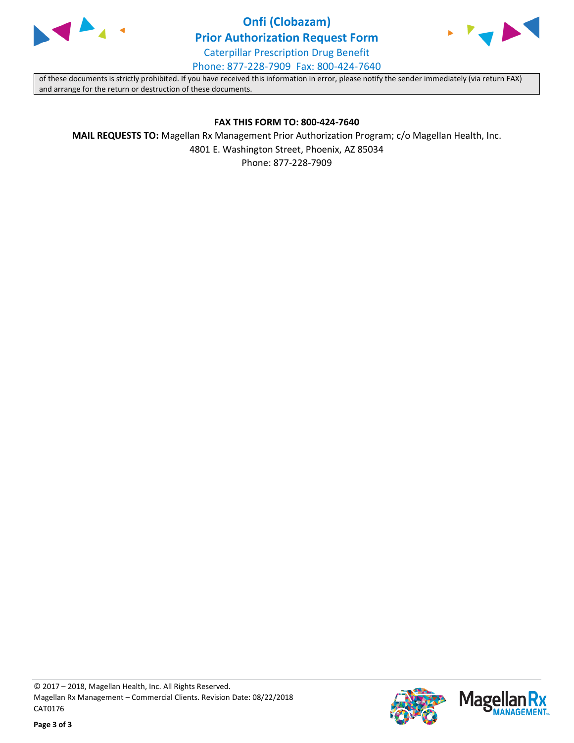of these documents is strictly prohibited. If you have received this information in error, please notify the sender immediately (via return FAX) and arrange for the return or destruction of these documents.

**FAX THIS FORM TO: 800-424-7640**

**MAIL REQUESTS TO:** Magellan Rx Management Prior Authorization Program; c/o Magellan Health, Inc.
4801 E. Washington Street, Phoenix, AZ 85034
Phone: 877-228-7909

© 2017 – 2018, Magellan Health, Inc. All Rights Reserved.
Magellan Rx Management – Commercial Clients. Revision Date: 08/22/2018
CAT0176